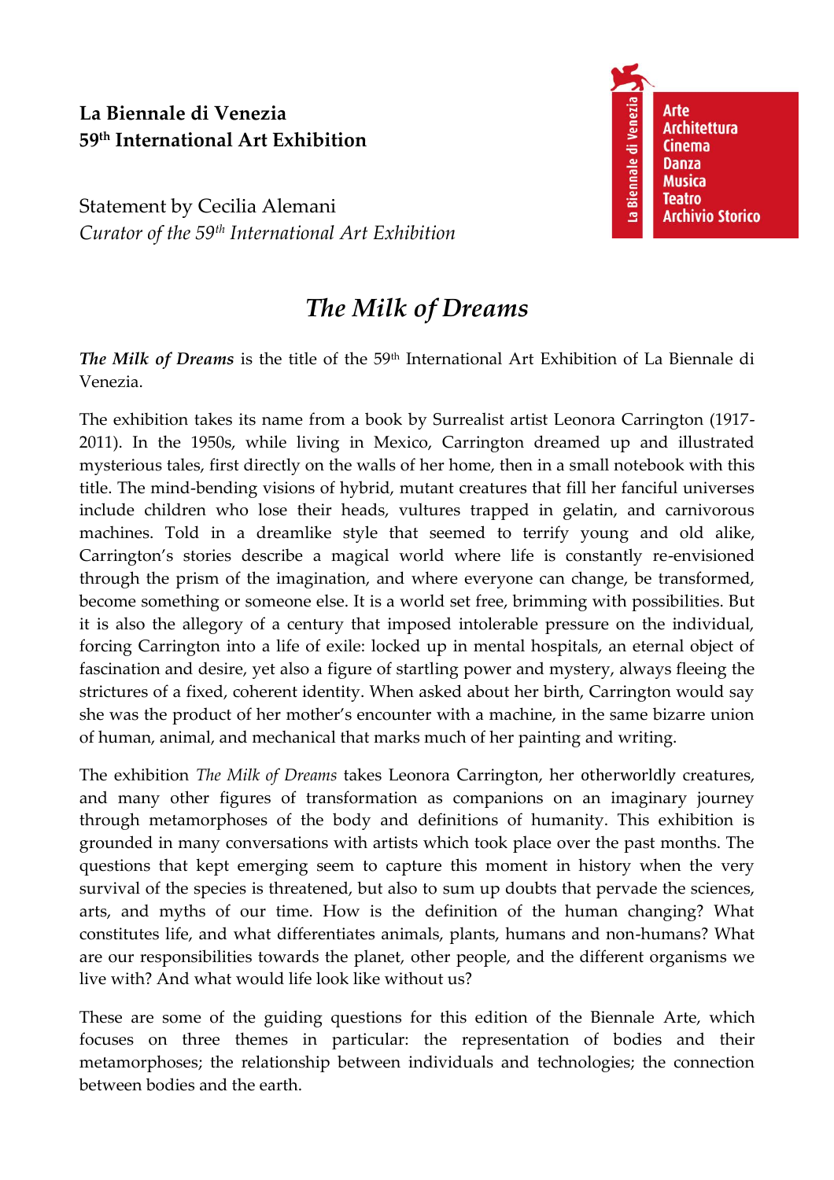**La Biennale di Venezia**
**59th International Art Exhibition**

Statement by Cecilia Alemani
*Curator of the 59th International Art Exhibition*

La Biennale di Venezia
Arte
Architettura
Cinema
Danza
Musica
Teatro
Archivio Storico

# *The Milk of Dreams*

***The Milk of Dreams*** is the title of the 59th International Art Exhibition of La Biennale di Venezia.

The exhibition takes its name from a book by Surrealist artist Leonora Carrington (1917-2011). In the 1950s, while living in Mexico, Carrington dreamed up and illustrated mysterious tales, first directly on the walls of her home, then in a small notebook with this title. The mind-bending visions of hybrid, mutant creatures that fill her fanciful universes include children who lose their heads, vultures trapped in gelatin, and carnivorous machines. Told in a dreamlike style that seemed to terrify young and old alike, Carrington's stories describe a magical world where life is constantly re-envisioned through the prism of the imagination, and where everyone can change, be transformed, become something or someone else. It is a world set free, brimming with possibilities. But it is also the allegory of a century that imposed intolerable pressure on the individual, forcing Carrington into a life of exile: locked up in mental hospitals, an eternal object of fascination and desire, yet also a figure of startling power and mystery, always fleeing the strictures of a fixed, coherent identity. When asked about her birth, Carrington would say she was the product of her mother's encounter with a machine, in the same bizarre union of human, animal, and mechanical that marks much of her painting and writing.

The exhibition *The Milk of Dreams* takes Leonora Carrington, her otherworldly creatures, and many other figures of transformation as companions on an imaginary journey through metamorphoses of the body and definitions of humanity. This exhibition is grounded in many conversations with artists which took place over the past months. The questions that kept emerging seem to capture this moment in history when the very survival of the species is threatened, but also to sum up doubts that pervade the sciences, arts, and myths of our time. How is the definition of the human changing? What constitutes life, and what differentiates animals, plants, humans and non-humans? What are our responsibilities towards the planet, other people, and the different organisms we live with? And what would life look like without us?

These are some of the guiding questions for this edition of the Biennale Arte, which focuses on three themes in particular: the representation of bodies and their metamorphoses; the relationship between individuals and technologies; the connection between bodies and the earth.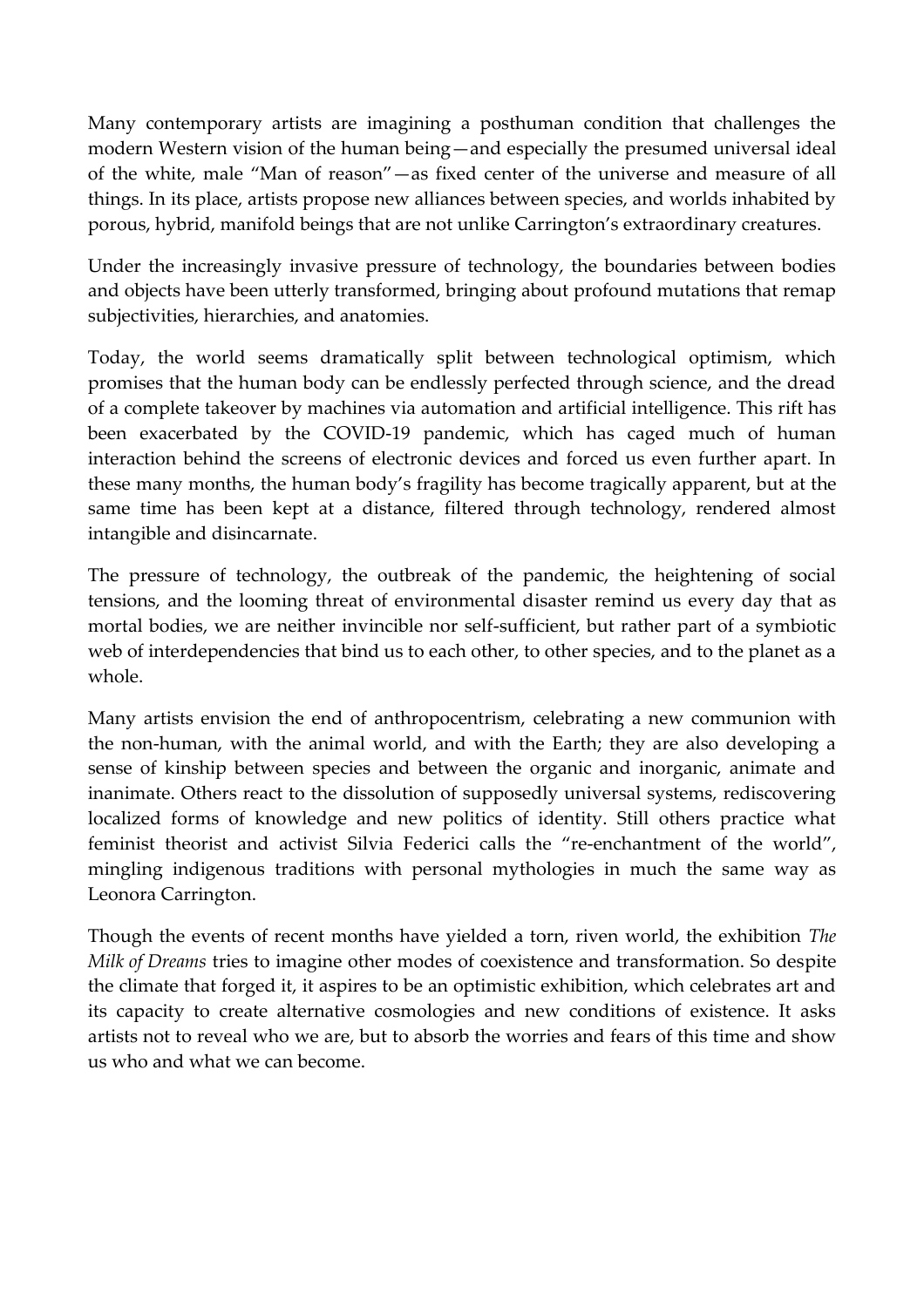Many contemporary artists are imagining a posthuman condition that challenges the modern Western vision of the human being—and especially the presumed universal ideal of the white, male "Man of reason"—as fixed center of the universe and measure of all things. In its place, artists propose new alliances between species, and worlds inhabited by porous, hybrid, manifold beings that are not unlike Carrington's extraordinary creatures.

Under the increasingly invasive pressure of technology, the boundaries between bodies and objects have been utterly transformed, bringing about profound mutations that remap subjectivities, hierarchies, and anatomies.

Today, the world seems dramatically split between technological optimism, which promises that the human body can be endlessly perfected through science, and the dread of a complete takeover by machines via automation and artificial intelligence. This rift has been exacerbated by the COVID-19 pandemic, which has caged much of human interaction behind the screens of electronic devices and forced us even further apart. In these many months, the human body's fragility has become tragically apparent, but at the same time has been kept at a distance, filtered through technology, rendered almost intangible and disincarnate.

The pressure of technology, the outbreak of the pandemic, the heightening of social tensions, and the looming threat of environmental disaster remind us every day that as mortal bodies, we are neither invincible nor self-sufficient, but rather part of a symbiotic web of interdependencies that bind us to each other, to other species, and to the planet as a whole.

Many artists envision the end of anthropocentrism, celebrating a new communion with the non-human, with the animal world, and with the Earth; they are also developing a sense of kinship between species and between the organic and inorganic, animate and inanimate. Others react to the dissolution of supposedly universal systems, rediscovering localized forms of knowledge and new politics of identity. Still others practice what feminist theorist and activist Silvia Federici calls the "re-enchantment of the world", mingling indigenous traditions with personal mythologies in much the same way as Leonora Carrington.

Though the events of recent months have yielded a torn, riven world, the exhibition *The Milk of Dreams* tries to imagine other modes of coexistence and transformation. So despite the climate that forged it, it aspires to be an optimistic exhibition, which celebrates art and its capacity to create alternative cosmologies and new conditions of existence. It asks artists not to reveal who we are, but to absorb the worries and fears of this time and show us who and what we can become.